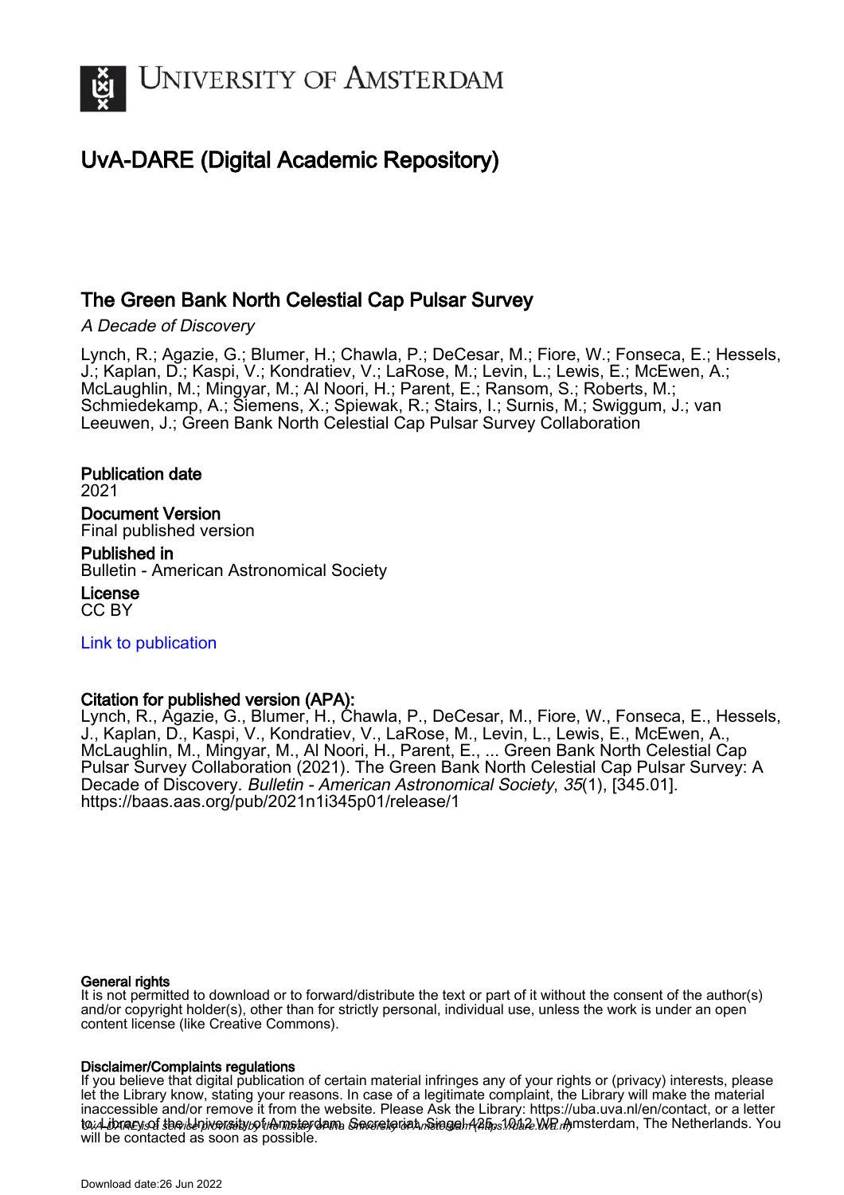# UvA-DARE (Digital Academic Repository)

## The Green Bank North Celestial Cap Pulsar Survey

*A Decade of Discovery*

Lynch, R.; Agazie, G.; Blumer, H.; Chawla, P.; DeCesar, M.; Fiore, W.; Fonseca, E.; Hessels, J.; Kaplan, D.; Kaspi, V.; Kondratiev, V.; LaRose, M.; Levin, L.; Lewis, E.; McEwen, A.; McLaughlin, M.; Mingyar, M.; Al Noori, H.; Parent, E.; Ransom, S.; Roberts, M.; Schmiedekamp, A.; Siemens, X.; Spiewak, R.; Stairs, I.; Surnis, M.; Swiggum, J.; van Leeuwen, J.; Green Bank North Celestial Cap Pulsar Survey Collaboration

**Publication date**
2021

**Document Version**
Final published version

**Published in**
Bulletin - American Astronomical Society

**License**
CC BY

Link to publication

**Citation for published version (APA):**
Lynch, R., Agazie, G., Blumer, H., Chawla, P., DeCesar, M., Fiore, W., Fonseca, E., Hessels, J., Kaplan, D., Kaspi, V., Kondratiev, V., LaRose, M., Levin, L., Lewis, E., McEwen, A., McLaughlin, M., Mingyar, M., Al Noori, H., Parent, E., ... Green Bank North Celestial Cap Pulsar Survey Collaboration (2021). The Green Bank North Celestial Cap Pulsar Survey: A Decade of Discovery. *Bulletin - American Astronomical Society*, *35*(1), [345.01]. https://baas.aas.org/pub/2021n1i345p01/release/1

**General rights**
It is not permitted to download or to forward/distribute the text or part of it without the consent of the author(s) and/or copyright holder(s), other than for strictly personal, individual use, unless the work is under an open content license (like Creative Commons).

**Disclaimer/Complaints regulations**
If you believe that digital publication of certain material infringes any of your rights or (privacy) interests, please let the Library know, stating your reasons. In case of a legitimate complaint, the Library will make the material inaccessible and/or remove it from the website. Please Ask the Library: https://uba.uva.nl/en/contact, or a letter to: Library of the University of Amsterdam, Secretariat, Singel 425, 1012 WP Amsterdam, The Netherlands. You will be contacted as soon as possible.

UvA-DARE is a service provided by the library of the University of Amsterdam (https://dare.uva.nl)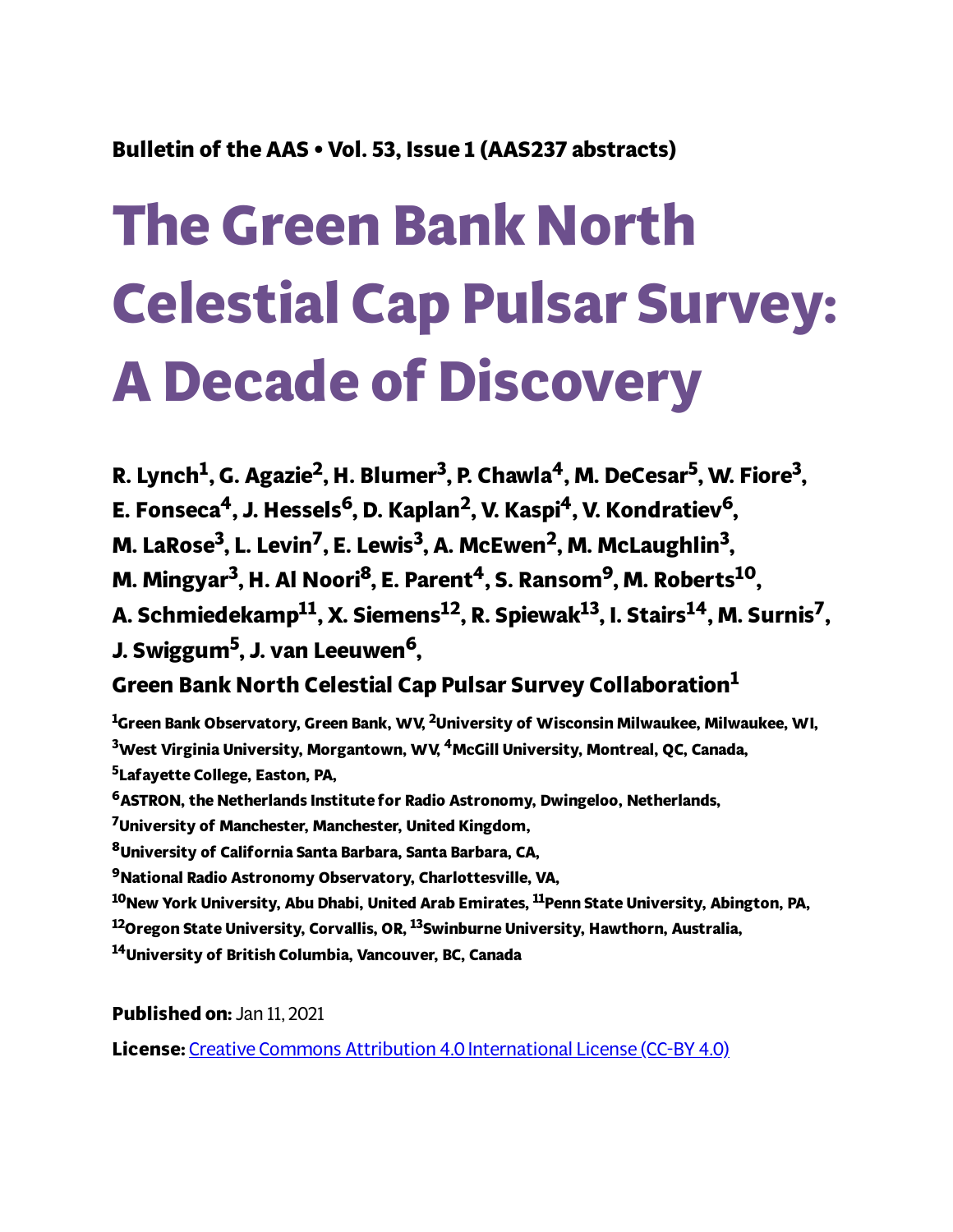Bulletin of the AAS • Vol. 53, Issue 1 (AAS237 abstracts)

# The Green Bank North Celestial Cap Pulsar Survey: A Decade of Discovery

**R. Lynch[1], G. Agazie[2], H. Blumer[3], P. Chawla[4], M. DeCesar[5], W. Fiore[3], E. Fonseca[4], J. Hessels[6], D. Kaplan[2], V. Kaspi[4], V. Kondratiev[6], M. LaRose[3], L. Levin[7], E. Lewis[3], A. McEwen[2], M. McLaughlin[3], M. Mingyar[3], H. Al Noori[8], E. Parent[4], S. Ransom[9], M. Roberts[10], A. Schmiedekamp[11], X. Siemens[12], R. Spiewak[13], I. Stairs[14], M. Surnis[7], J. Swiggum[5], J. van Leeuwen[6],**

**Green Bank North Celestial Cap Pulsar Survey Collaboration[1]**

[1]Green Bank Observatory, Green Bank, WV, [2]University of Wisconsin Milwaukee, Milwaukee, WI,
[3]West Virginia University, Morgantown, WV, [4]McGill University, Montreal, QC, Canada,
[5]Lafayette College, Easton, PA,
[6]ASTRON, the Netherlands Institute for Radio Astronomy, Dwingeloo, Netherlands,
[7]University of Manchester, Manchester, United Kingdom,
[8]University of California Santa Barbara, Santa Barbara, CA,
[9]National Radio Astronomy Observatory, Charlottesville, VA,
[10]New York University, Abu Dhabi, United Arab Emirates, [11]Penn State University, Abington, PA,
[12]Oregon State University, Corvallis, OR, [13]Swinburne University, Hawthorn, Australia,
[14]University of British Columbia, Vancouver, BC, Canada

**Published on:** Jan 11, 2021

**License:** Creative Commons Attribution 4.0 International License (CC-BY 4.0)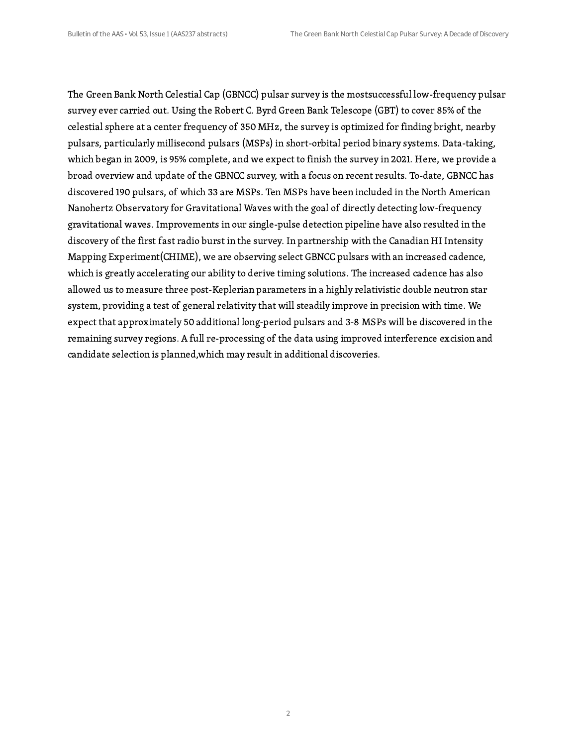The Green Bank North Celestial Cap (GBNCC) pulsar survey is the mostsuccessful low-frequency pulsar survey ever carried out. Using the Robert C. Byrd Green Bank Telescope (GBT) to cover 85% of the celestial sphere at a center frequency of 350 MHz, the survey is optimized for finding bright, nearby pulsars, particularly millisecond pulsars (MSPs) in short-orbital period binary systems. Data-taking, which began in 2009, is 95% complete, and we expect to finish the survey in 2021. Here, we provide a broad overview and update of the GBNCC survey, with a focus on recent results. To-date, GBNCC has discovered 190 pulsars, of which 33 are MSPs. Ten MSPs have been included in the North American Nanohertz Observatory for Gravitational Waves with the goal of directly detecting low-frequency gravitational waves. Improvements in our single-pulse detection pipeline have also resulted in the discovery of the first fast radio burst in the survey. In partnership with the Canadian HI Intensity Mapping Experiment(CHIME), we are observing select GBNCC pulsars with an increased cadence, which is greatly accelerating our ability to derive timing solutions. The increased cadence has also allowed us to measure three post-Keplerian parameters in a highly relativistic double neutron star system, providing a test of general relativity that will steadily improve in precision with time. We expect that approximately 50 additional long-period pulsars and 3-8 MSPs will be discovered in the remaining survey regions. A full re-processing of the data using improved interference excision and candidate selection is planned,which may result in additional discoveries.